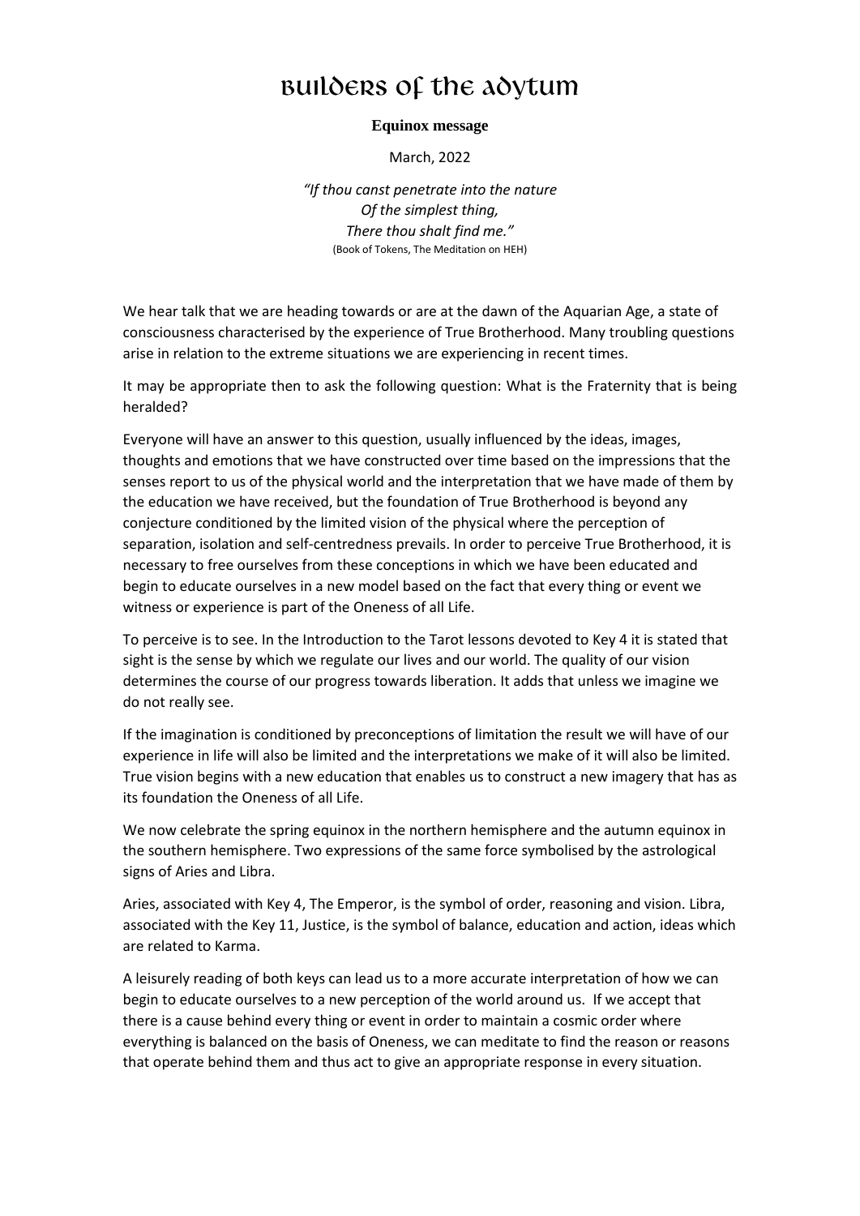# Builders of the Adytum

**Equinox message**

March, 2022

*"If thou canst penetrate into the nature*
*Of the simplest thing,*
*There thou shalt find me."*
(Book of Tokens, The Meditation on HEH)

We hear talk that we are heading towards or are at the dawn of the Aquarian Age, a state of consciousness characterised by the experience of True Brotherhood. Many troubling questions arise in relation to the extreme situations we are experiencing in recent times.

It may be appropriate then to ask the following question: What is the Fraternity that is being heralded?

Everyone will have an answer to this question, usually influenced by the ideas, images, thoughts and emotions that we have constructed over time based on the impressions that the senses report to us of the physical world and the interpretation that we have made of them by the education we have received, but the foundation of True Brotherhood is beyond any conjecture conditioned by the limited vision of the physical where the perception of separation, isolation and self-centredness prevails. In order to perceive True Brotherhood, it is necessary to free ourselves from these conceptions in which we have been educated and begin to educate ourselves in a new model based on the fact that every thing or event we witness or experience is part of the Oneness of all Life.

To perceive is to see. In the Introduction to the Tarot lessons devoted to Key 4 it is stated that sight is the sense by which we regulate our lives and our world. The quality of our vision determines the course of our progress towards liberation. It adds that unless we imagine we do not really see.

If the imagination is conditioned by preconceptions of limitation the result we will have of our experience in life will also be limited and the interpretations we make of it will also be limited. True vision begins with a new education that enables us to construct a new imagery that has as its foundation the Oneness of all Life.

We now celebrate the spring equinox in the northern hemisphere and the autumn equinox in the southern hemisphere. Two expressions of the same force symbolised by the astrological signs of Aries and Libra.

Aries, associated with Key 4, The Emperor, is the symbol of order, reasoning and vision. Libra, associated with the Key 11, Justice, is the symbol of balance, education and action, ideas which are related to Karma.

A leisurely reading of both keys can lead us to a more accurate interpretation of how we can begin to educate ourselves to a new perception of the world around us. If we accept that there is a cause behind every thing or event in order to maintain a cosmic order where everything is balanced on the basis of Oneness, we can meditate to find the reason or reasons that operate behind them and thus act to give an appropriate response in every situation.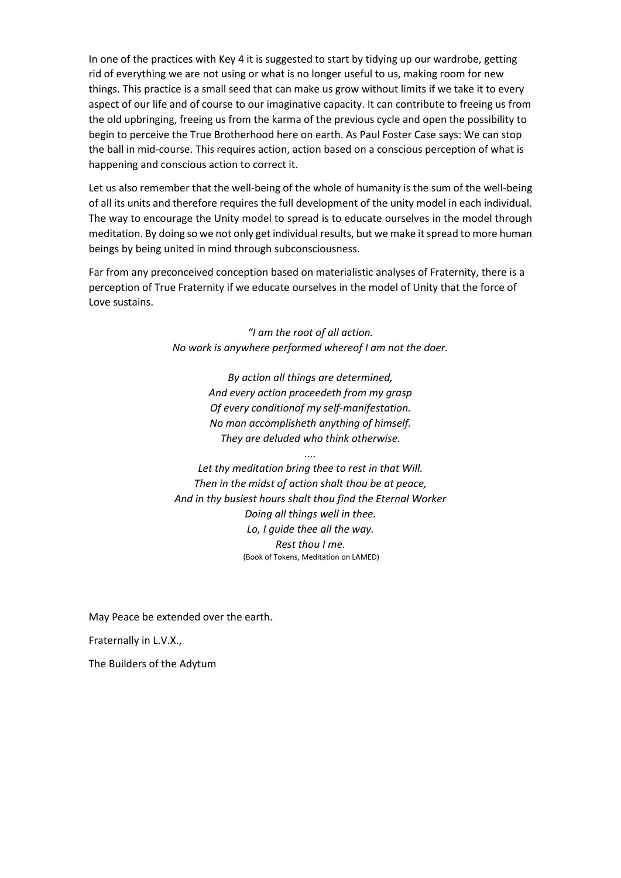In one of the practices with Key 4 it is suggested to start by tidying up our wardrobe, getting rid of everything we are not using or what is no longer useful to us, making room for new things. This practice is a small seed that can make us grow without limits if we take it to every aspect of our life and of course to our imaginative capacity. It can contribute to freeing us from the old upbringing, freeing us from the karma of the previous cycle and open the possibility to begin to perceive the True Brotherhood here on earth. As Paul Foster Case says: We can stop the ball in mid-course. This requires action, action based on a conscious perception of what is happening and conscious action to correct it.

Let us also remember that the well-being of the whole of humanity is the sum of the well-being of all its units and therefore requires the full development of the unity model in each individual. The way to encourage the Unity model to spread is to educate ourselves in the model through meditation. By doing so we not only get individual results, but we make it spread to more human beings by being united in mind through subconsciousness.

Far from any preconceived conception based on materialistic analyses of Fraternity, there is a perception of True Fraternity if we educate ourselves in the model of Unity that the force of Love sustains.

*"I am the root of all action.*
*No work is anywhere performed whereof I am not the doer.*

*By action all things are determined,*
*And every action proceedeth from my grasp*
*Of every conditionof my self-manifestation.*
*No man accomplisheth anything of himself.*
*They are deluded who think otherwise.*

....

*Let thy meditation bring thee to rest in that Will.*
*Then in the midst of action shalt thou be at peace,*
*And in thy busiest hours shalt thou find the Eternal Worker*
*Doing all things well in thee.*
*Lo, I guide thee all the way.*
*Rest thou I me.*

(Book of Tokens, Meditation on LAMED)

May Peace be extended over the earth.

Fraternally in L.V.X.,

The Builders of the Adytum